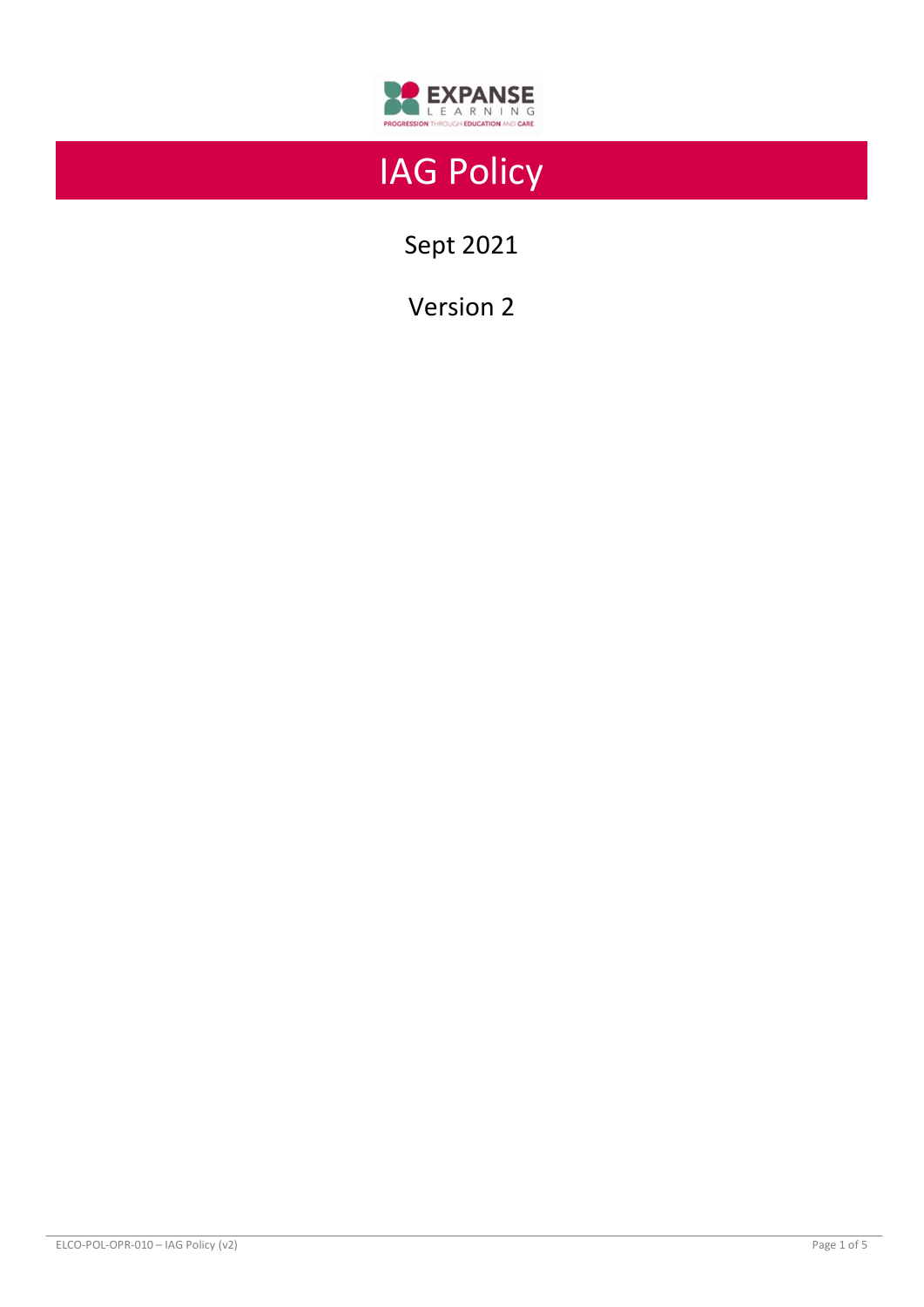# IAG Policy

Sept 2021

Version 2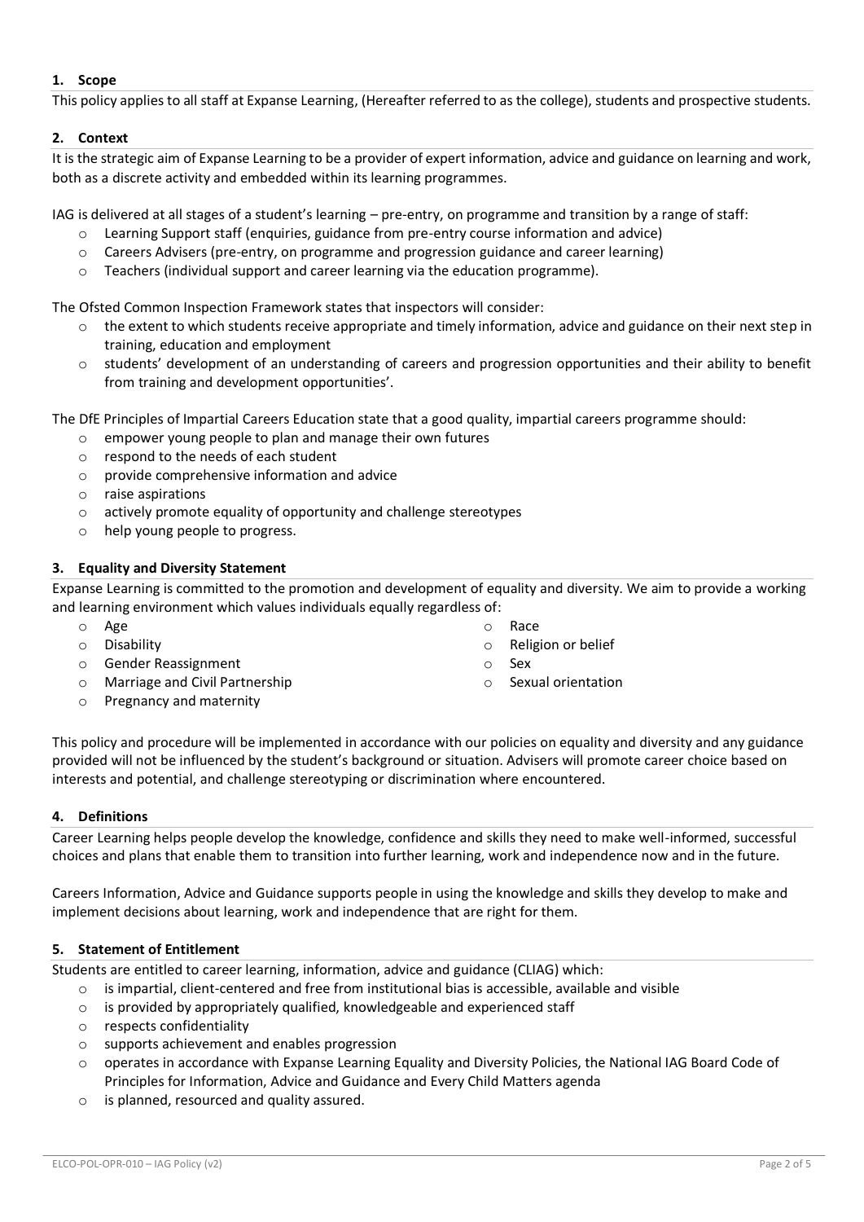## 1. Scope

This policy applies to all staff at Expanse Learning, (Hereafter referred to as the college), students and prospective students.

## 2. Context

It is the strategic aim of Expanse Learning to be a provider of expert information, advice and guidance on learning and work, both as a discrete activity and embedded within its learning programmes.

IAG is delivered at all stages of a student's learning – pre-entry, on programme and transition by a range of staff:

- Learning Support staff (enquiries, guidance from pre-entry course information and advice)
- Careers Advisers (pre-entry, on programme and progression guidance and career learning)
- Teachers (individual support and career learning via the education programme).

The Ofsted Common Inspection Framework states that inspectors will consider:

- the extent to which students receive appropriate and timely information, advice and guidance on their next step in training, education and employment
- students' development of an understanding of careers and progression opportunities and their ability to benefit from training and development opportunities'.

The DfE Principles of Impartial Careers Education state that a good quality, impartial careers programme should:

- empower young people to plan and manage their own futures
- respond to the needs of each student
- provide comprehensive information and advice
- raise aspirations
- actively promote equality of opportunity and challenge stereotypes
- help young people to progress.

## 3. Equality and Diversity Statement

Expanse Learning is committed to the promotion and development of equality and diversity. We aim to provide a working and learning environment which values individuals equally regardless of:

- Age
- Disability
- Gender Reassignment
- Marriage and Civil Partnership
- Pregnancy and maternity
- Race
- Religion or belief
- Sex
- Sexual orientation

This policy and procedure will be implemented in accordance with our policies on equality and diversity and any guidance provided will not be influenced by the student's background or situation. Advisers will promote career choice based on interests and potential, and challenge stereotyping or discrimination where encountered.

## 4. Definitions

Career Learning helps people develop the knowledge, confidence and skills they need to make well-informed, successful choices and plans that enable them to transition into further learning, work and independence now and in the future.

Careers Information, Advice and Guidance supports people in using the knowledge and skills they develop to make and implement decisions about learning, work and independence that are right for them.

## 5. Statement of Entitlement

Students are entitled to career learning, information, advice and guidance (CLIAG) which:

- is impartial, client-centered and free from institutional bias is accessible, available and visible
- is provided by appropriately qualified, knowledgeable and experienced staff
- respects confidentiality
- supports achievement and enables progression
- operates in accordance with Expanse Learning Equality and Diversity Policies, the National IAG Board Code of Principles for Information, Advice and Guidance and Every Child Matters agenda
- is planned, resourced and quality assured.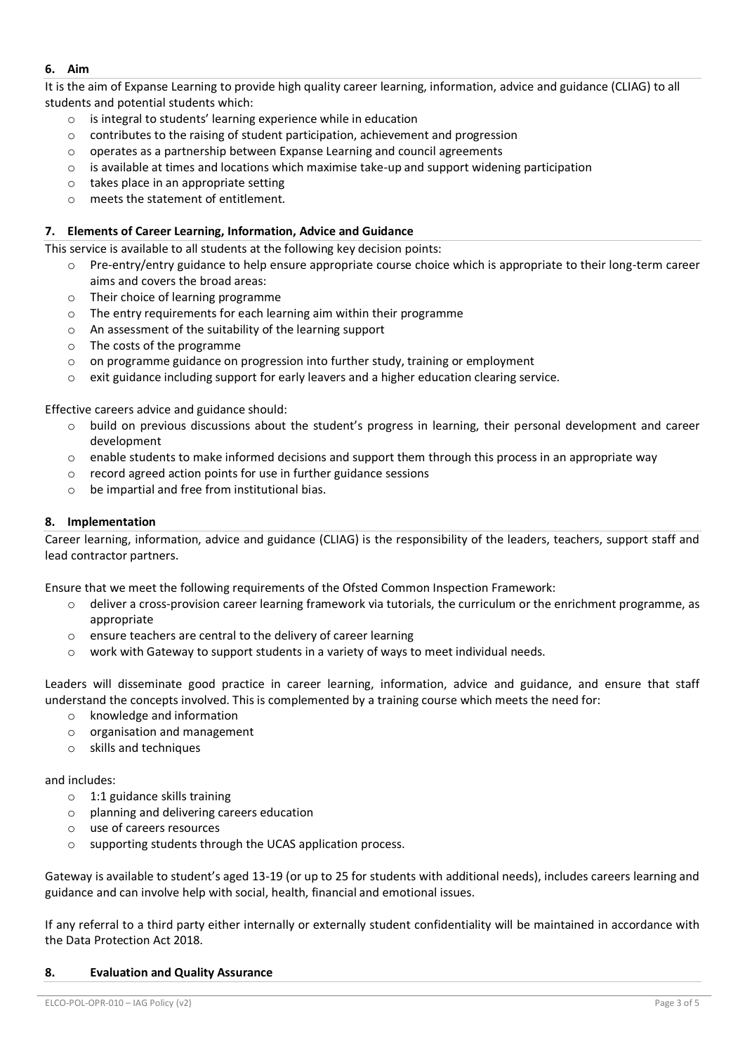## 6. Aim

It is the aim of Expanse Learning to provide high quality career learning, information, advice and guidance (CLIAG) to all students and potential students which:

- is integral to students' learning experience while in education
- contributes to the raising of student participation, achievement and progression
- operates as a partnership between Expanse Learning and council agreements
- is available at times and locations which maximise take-up and support widening participation
- takes place in an appropriate setting
- meets the statement of entitlement.

## 7. Elements of Career Learning, Information, Advice and Guidance

This service is available to all students at the following key decision points:

- Pre-entry/entry guidance to help ensure appropriate course choice which is appropriate to their long-term career aims and covers the broad areas:
- Their choice of learning programme
- The entry requirements for each learning aim within their programme
- An assessment of the suitability of the learning support
- The costs of the programme
- on programme guidance on progression into further study, training or employment
- exit guidance including support for early leavers and a higher education clearing service.

Effective careers advice and guidance should:

- build on previous discussions about the student's progress in learning, their personal development and career development
- enable students to make informed decisions and support them through this process in an appropriate way
- record agreed action points for use in further guidance sessions
- be impartial and free from institutional bias.

## 8. Implementation

Career learning, information, advice and guidance (CLIAG) is the responsibility of the leaders, teachers, support staff and lead contractor partners.

Ensure that we meet the following requirements of the Ofsted Common Inspection Framework:

- deliver a cross-provision career learning framework via tutorials, the curriculum or the enrichment programme, as appropriate
- ensure teachers are central to the delivery of career learning
- work with Gateway to support students in a variety of ways to meet individual needs.

Leaders will disseminate good practice in career learning, information, advice and guidance, and ensure that staff understand the concepts involved. This is complemented by a training course which meets the need for:

- knowledge and information
- organisation and management
- skills and techniques

and includes:

- 1:1 guidance skills training
- planning and delivering careers education
- use of careers resources
- supporting students through the UCAS application process.

Gateway is available to student's aged 13-19 (or up to 25 for students with additional needs), includes careers learning and guidance and can involve help with social, health, financial and emotional issues.

If any referral to a third party either internally or externally student confidentiality will be maintained in accordance with the Data Protection Act 2018.

## 8. Evaluation and Quality Assurance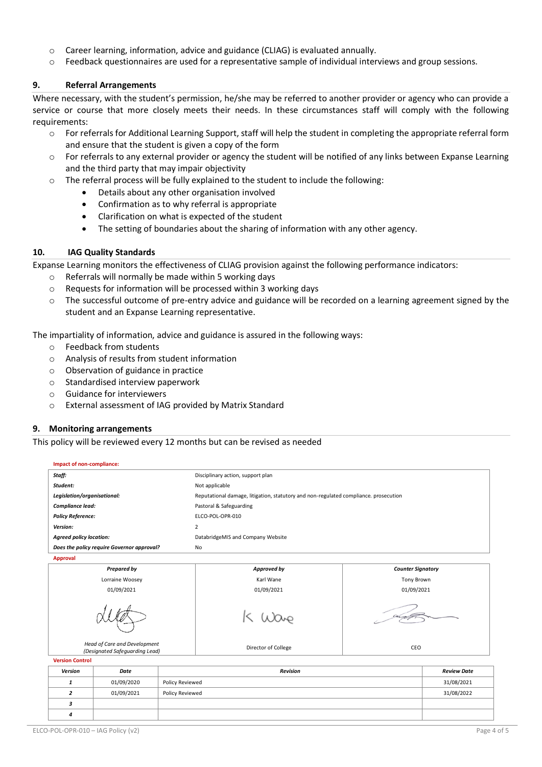- Career learning, information, advice and guidance (CLIAG) is evaluated annually.
- Feedback questionnaires are used for a representative sample of individual interviews and group sessions.

## 9. Referral Arrangements

Where necessary, with the student's permission, he/she may be referred to another provider or agency who can provide a service or course that more closely meets their needs. In these circumstances staff will comply with the following requirements:

- For referrals for Additional Learning Support, staff will help the student in completing the appropriate referral form and ensure that the student is given a copy of the form
- For referrals to any external provider or agency the student will be notified of any links between Expanse Learning and the third party that may impair objectivity
- The referral process will be fully explained to the student to include the following:
  - Details about any other organisation involved
  - Confirmation as to why referral is appropriate
  - Clarification on what is expected of the student
  - The setting of boundaries about the sharing of information with any other agency.

## 10. IAG Quality Standards

Expanse Learning monitors the effectiveness of CLIAG provision against the following performance indicators:

- Referrals will normally be made within 5 working days
- Requests for information will be processed within 3 working days
- The successful outcome of pre-entry advice and guidance will be recorded on a learning agreement signed by the student and an Expanse Learning representative.

The impartiality of information, advice and guidance is assured in the following ways:

- Feedback from students
- Analysis of results from student information
- Observation of guidance in practice
- Standardised interview paperwork
- Guidance for interviewers
- External assessment of IAG provided by Matrix Standard

## 9. Monitoring arrangements

This policy will be reviewed every 12 months but can be revised as needed

**Impact of non-compliance:**

| | |
|---|---|
| ***Staff:*** | Disciplinary action, support plan |
| ***Student:*** | Not applicable |
| ***Legislation/organisational:*** | Reputational damage, litigation, statutory and non-regulated compliance. prosecution |
| ***Compliance lead:*** | Pastoral & Safeguarding |
| ***Policy Reference:*** | ELCO-POL-OPR-010 |
| ***Version:*** | 2 |
| ***Agreed policy location:*** | DatabridgeMIS and Company Website |
| ***Does the policy require Governor approval?*** | No |

**Approval**

| *Prepared by* | *Approved by* | *Counter Signatory* |
|---|---|---|
| Lorraine Woosey | Karl Wane | Tony Brown |
| 01/09/2021 | 01/09/2021 | 01/09/2021 |
| *Head of Care and Development (Designated Safeguarding Lead)* | Director of College | CEO |

**Version Control**

| *Version* | *Date* | *Revision* | *Review Date* |
|---|---|---|---|
| *1* | 01/09/2020 | Policy Reviewed | 31/08/2021 |
| *2* | 01/09/2021 | Policy Reviewed | 31/08/2022 |
| *3* | | | |
| *4* | | | |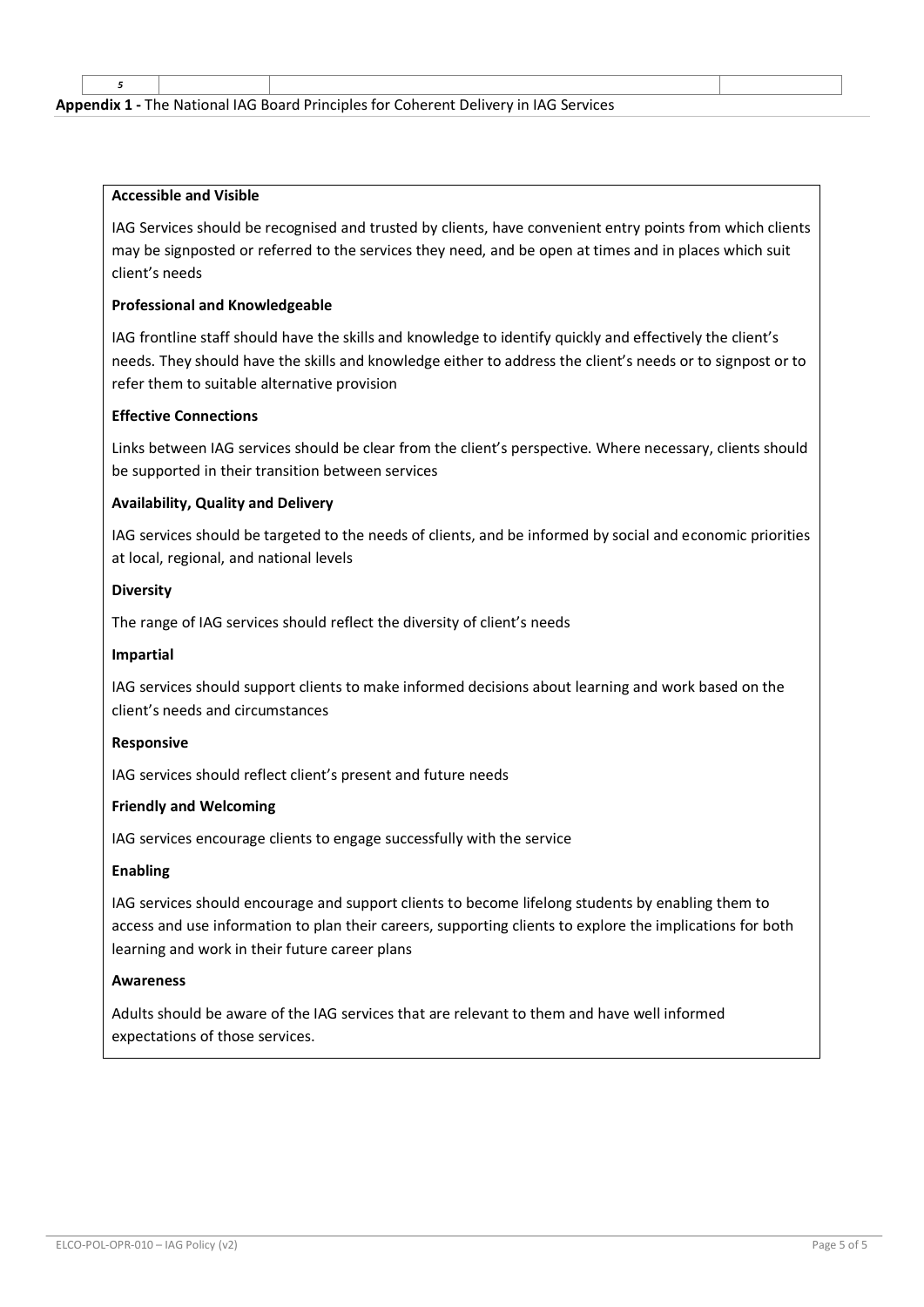| | | | |
|---|---|---|---|
| 5 | | | |

**Appendix 1 -** The National IAG Board Principles for Coherent Delivery in IAG Services

**Accessible and Visible**

IAG Services should be recognised and trusted by clients, have convenient entry points from which clients may be signposted or referred to the services they need, and be open at times and in places which suit client's needs

**Professional and Knowledgeable**

IAG frontline staff should have the skills and knowledge to identify quickly and effectively the client's needs. They should have the skills and knowledge either to address the client's needs or to signpost or to refer them to suitable alternative provision

**Effective Connections**

Links between IAG services should be clear from the client's perspective. Where necessary, clients should be supported in their transition between services

**Availability, Quality and Delivery**

IAG services should be targeted to the needs of clients, and be informed by social and economic priorities at local, regional, and national levels

**Diversity**

The range of IAG services should reflect the diversity of client's needs

**Impartial**

IAG services should support clients to make informed decisions about learning and work based on the client's needs and circumstances

**Responsive**

IAG services should reflect client's present and future needs

**Friendly and Welcoming**

IAG services encourage clients to engage successfully with the service

**Enabling**

IAG services should encourage and support clients to become lifelong students by enabling them to access and use information to plan their careers, supporting clients to explore the implications for both learning and work in their future career plans

**Awareness**

Adults should be aware of the IAG services that are relevant to them and have well informed expectations of those services.